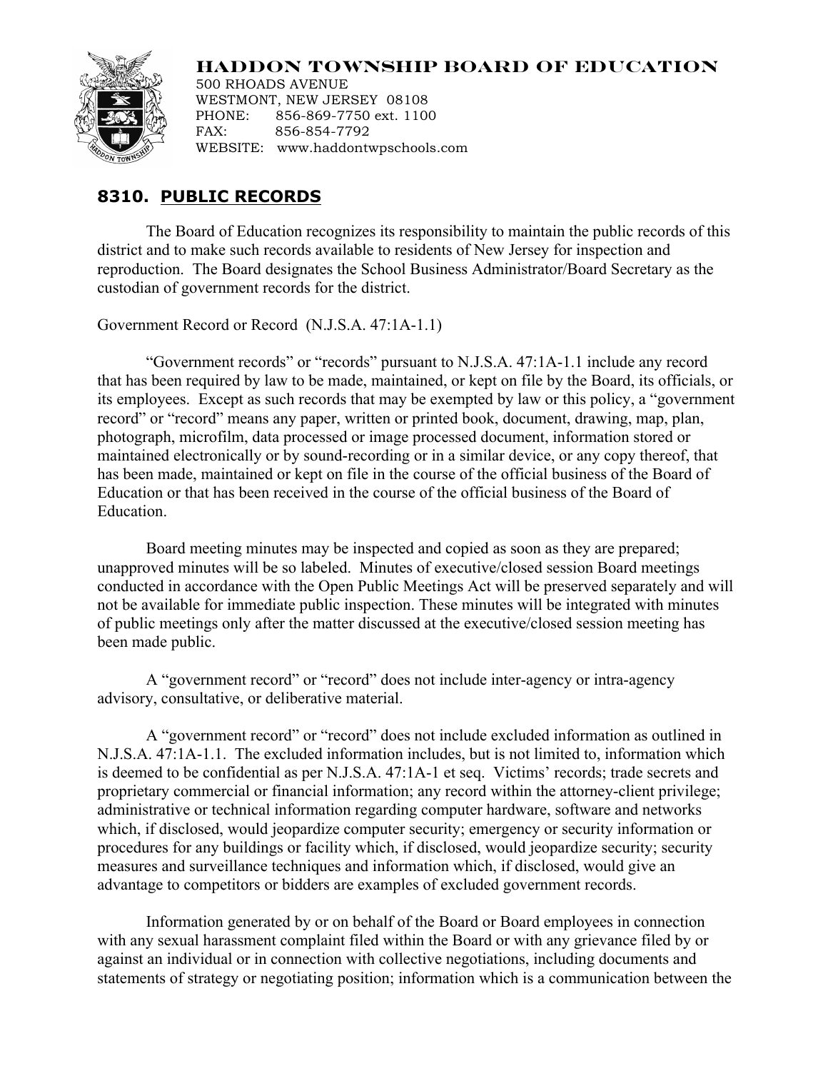# HADDON TOWNSHIP BOARD OF EDUCATION

500 RHOADS AVENUE
WESTMONT, NEW JERSEY 08108
PHONE: 856-869-7750 ext. 1100
FAX: 856-854-7792
WEBSITE: www.haddontwpschools.com

## 8310. PUBLIC RECORDS

The Board of Education recognizes its responsibility to maintain the public records of this district and to make such records available to residents of New Jersey for inspection and reproduction. The Board designates the School Business Administrator/Board Secretary as the custodian of government records for the district.

Government Record or Record (N.J.S.A. 47:1A-1.1)

"Government records" or "records" pursuant to N.J.S.A. 47:1A-1.1 include any record that has been required by law to be made, maintained, or kept on file by the Board, its officials, or its employees. Except as such records that may be exempted by law or this policy, a "government record" or "record" means any paper, written or printed book, document, drawing, map, plan, photograph, microfilm, data processed or image processed document, information stored or maintained electronically or by sound-recording or in a similar device, or any copy thereof, that has been made, maintained or kept on file in the course of the official business of the Board of Education or that has been received in the course of the official business of the Board of Education.

Board meeting minutes may be inspected and copied as soon as they are prepared; unapproved minutes will be so labeled. Minutes of executive/closed session Board meetings conducted in accordance with the Open Public Meetings Act will be preserved separately and will not be available for immediate public inspection. These minutes will be integrated with minutes of public meetings only after the matter discussed at the executive/closed session meeting has been made public.

A "government record" or "record" does not include inter-agency or intra-agency advisory, consultative, or deliberative material.

A "government record" or "record" does not include excluded information as outlined in N.J.S.A. 47:1A-1.1. The excluded information includes, but is not limited to, information which is deemed to be confidential as per N.J.S.A. 47:1A-1 et seq. Victims' records; trade secrets and proprietary commercial or financial information; any record within the attorney-client privilege; administrative or technical information regarding computer hardware, software and networks which, if disclosed, would jeopardize computer security; emergency or security information or procedures for any buildings or facility which, if disclosed, would jeopardize security; security measures and surveillance techniques and information which, if disclosed, would give an advantage to competitors or bidders are examples of excluded government records.

Information generated by or on behalf of the Board or Board employees in connection with any sexual harassment complaint filed within the Board or with any grievance filed by or against an individual or in connection with collective negotiations, including documents and statements of strategy or negotiating position; information which is a communication between the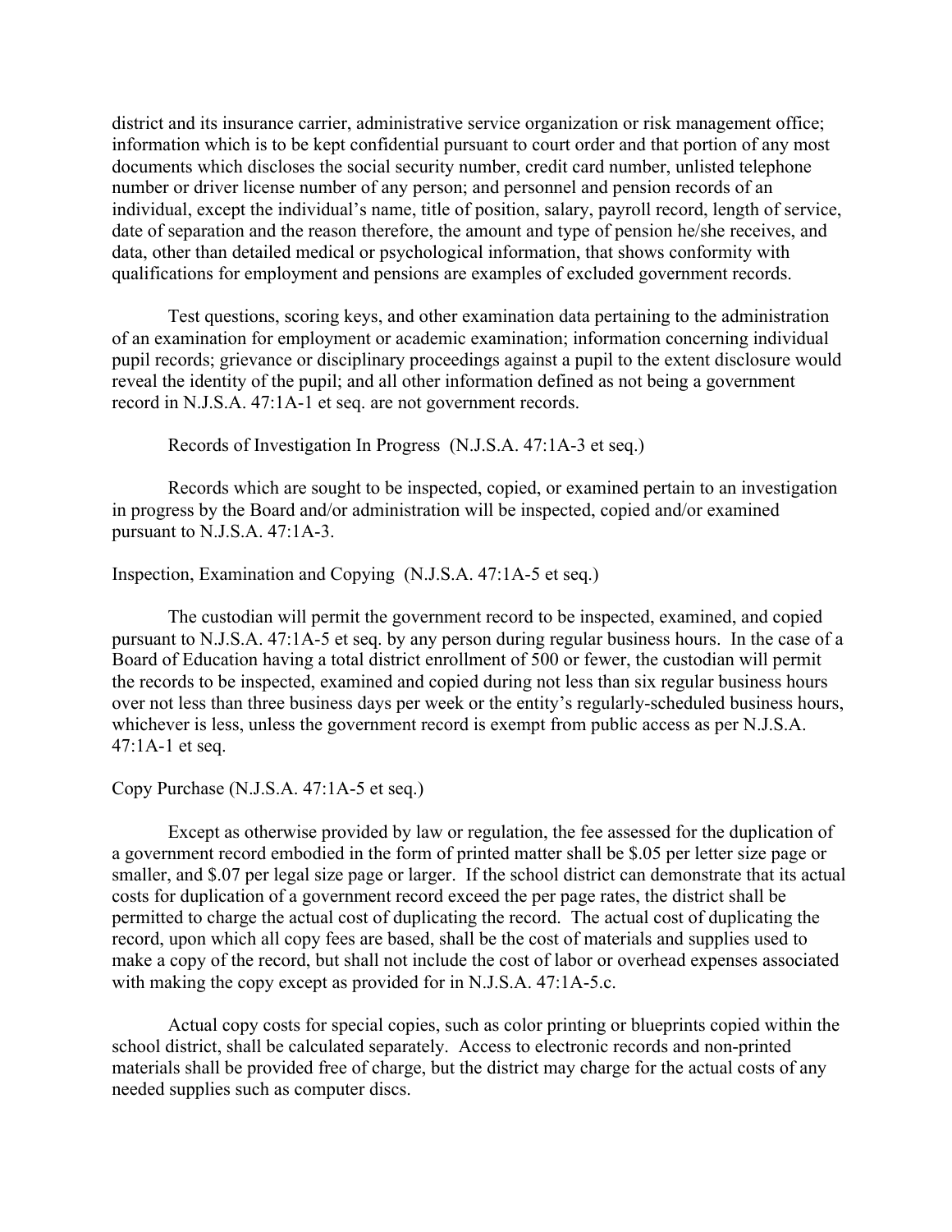district and its insurance carrier, administrative service organization or risk management office; information which is to be kept confidential pursuant to court order and that portion of any most documents which discloses the social security number, credit card number, unlisted telephone number or driver license number of any person; and personnel and pension records of an individual, except the individual's name, title of position, salary, payroll record, length of service, date of separation and the reason therefore, the amount and type of pension he/she receives, and data, other than detailed medical or psychological information, that shows conformity with qualifications for employment and pensions are examples of excluded government records.

Test questions, scoring keys, and other examination data pertaining to the administration of an examination for employment or academic examination; information concerning individual pupil records; grievance or disciplinary proceedings against a pupil to the extent disclosure would reveal the identity of the pupil; and all other information defined as not being a government record in N.J.S.A. 47:1A-1 et seq. are not government records.

Records of Investigation In Progress (N.J.S.A. 47:1A-3 et seq.)

Records which are sought to be inspected, copied, or examined pertain to an investigation in progress by the Board and/or administration will be inspected, copied and/or examined pursuant to N.J.S.A. 47:1A-3.

Inspection, Examination and Copying (N.J.S.A. 47:1A-5 et seq.)

The custodian will permit the government record to be inspected, examined, and copied pursuant to N.J.S.A. 47:1A-5 et seq. by any person during regular business hours. In the case of a Board of Education having a total district enrollment of 500 or fewer, the custodian will permit the records to be inspected, examined and copied during not less than six regular business hours over not less than three business days per week or the entity's regularly-scheduled business hours, whichever is less, unless the government record is exempt from public access as per N.J.S.A. 47:1A-1 et seq.

Copy Purchase (N.J.S.A. 47:1A-5 et seq.)

Except as otherwise provided by law or regulation, the fee assessed for the duplication of a government record embodied in the form of printed matter shall be $.05 per letter size page or smaller, and $.07 per legal size page or larger. If the school district can demonstrate that its actual costs for duplication of a government record exceed the per page rates, the district shall be permitted to charge the actual cost of duplicating the record. The actual cost of duplicating the record, upon which all copy fees are based, shall be the cost of materials and supplies used to make a copy of the record, but shall not include the cost of labor or overhead expenses associated with making the copy except as provided for in N.J.S.A. 47:1A-5.c.

Actual copy costs for special copies, such as color printing or blueprints copied within the school district, shall be calculated separately. Access to electronic records and non-printed materials shall be provided free of charge, but the district may charge for the actual costs of any needed supplies such as computer discs.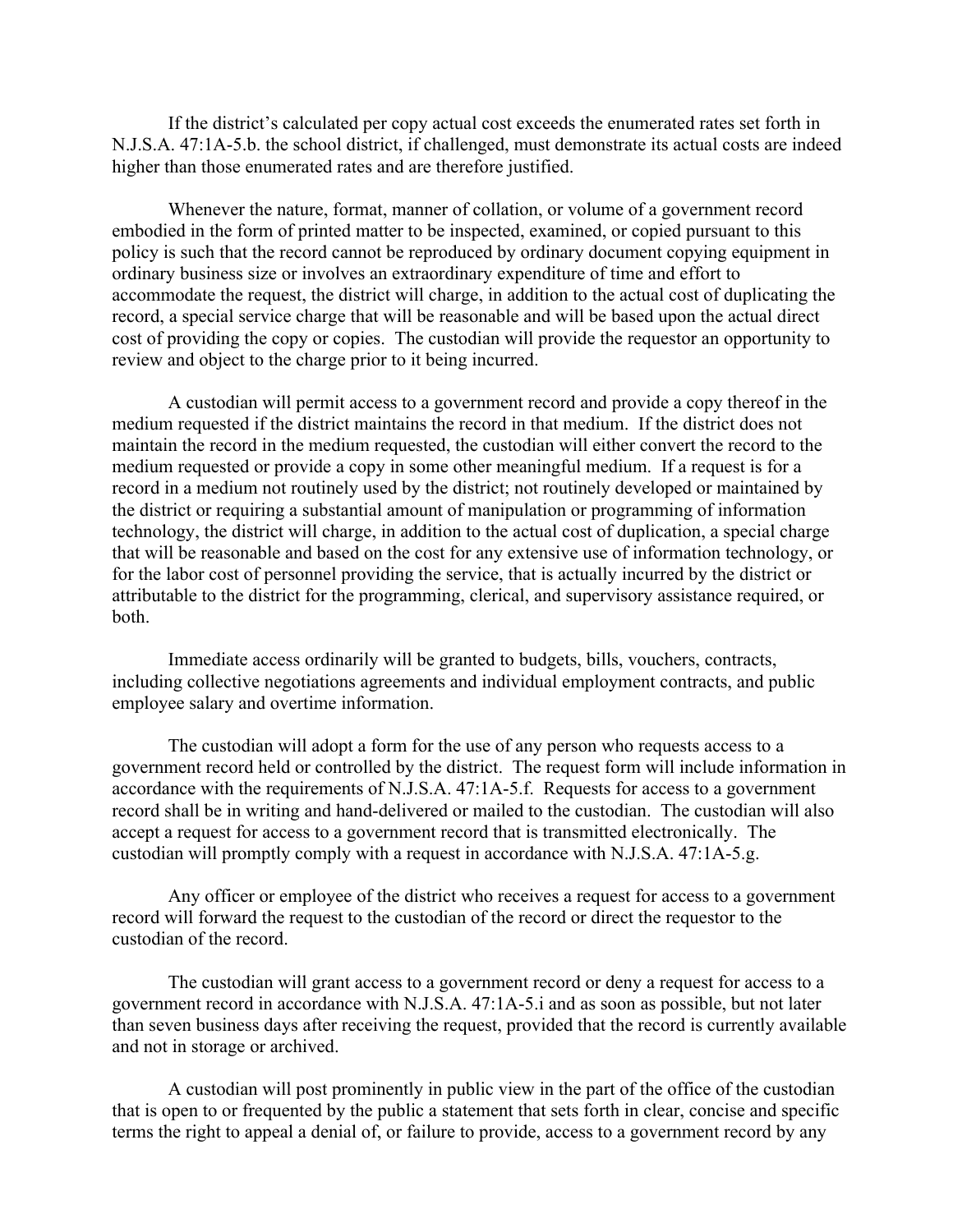If the district's calculated per copy actual cost exceeds the enumerated rates set forth in N.J.S.A. 47:1A-5.b. the school district, if challenged, must demonstrate its actual costs are indeed higher than those enumerated rates and are therefore justified.

Whenever the nature, format, manner of collation, or volume of a government record embodied in the form of printed matter to be inspected, examined, or copied pursuant to this policy is such that the record cannot be reproduced by ordinary document copying equipment in ordinary business size or involves an extraordinary expenditure of time and effort to accommodate the request, the district will charge, in addition to the actual cost of duplicating the record, a special service charge that will be reasonable and will be based upon the actual direct cost of providing the copy or copies. The custodian will provide the requestor an opportunity to review and object to the charge prior to it being incurred.

A custodian will permit access to a government record and provide a copy thereof in the medium requested if the district maintains the record in that medium. If the district does not maintain the record in the medium requested, the custodian will either convert the record to the medium requested or provide a copy in some other meaningful medium. If a request is for a record in a medium not routinely used by the district; not routinely developed or maintained by the district or requiring a substantial amount of manipulation or programming of information technology, the district will charge, in addition to the actual cost of duplication, a special charge that will be reasonable and based on the cost for any extensive use of information technology, or for the labor cost of personnel providing the service, that is actually incurred by the district or attributable to the district for the programming, clerical, and supervisory assistance required, or both.

Immediate access ordinarily will be granted to budgets, bills, vouchers, contracts, including collective negotiations agreements and individual employment contracts, and public employee salary and overtime information.

The custodian will adopt a form for the use of any person who requests access to a government record held or controlled by the district. The request form will include information in accordance with the requirements of N.J.S.A. 47:1A-5.f. Requests for access to a government record shall be in writing and hand-delivered or mailed to the custodian. The custodian will also accept a request for access to a government record that is transmitted electronically. The custodian will promptly comply with a request in accordance with N.J.S.A. 47:1A-5.g.

Any officer or employee of the district who receives a request for access to a government record will forward the request to the custodian of the record or direct the requestor to the custodian of the record.

The custodian will grant access to a government record or deny a request for access to a government record in accordance with N.J.S.A. 47:1A-5.i and as soon as possible, but not later than seven business days after receiving the request, provided that the record is currently available and not in storage or archived.

A custodian will post prominently in public view in the part of the office of the custodian that is open to or frequented by the public a statement that sets forth in clear, concise and specific terms the right to appeal a denial of, or failure to provide, access to a government record by any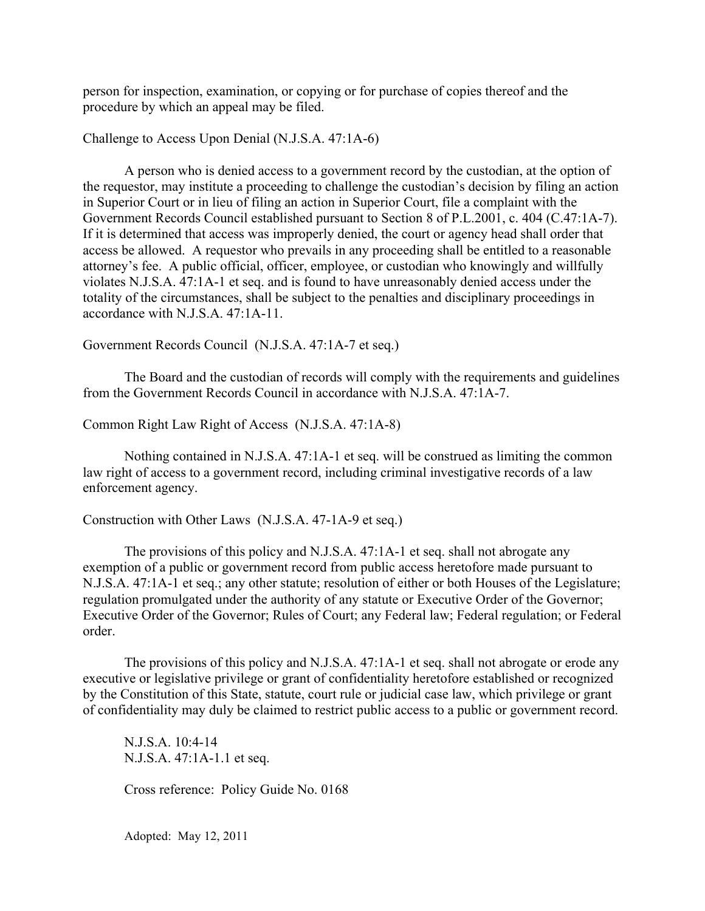person for inspection, examination, or copying or for purchase of copies thereof and the procedure by which an appeal may be filed.

Challenge to Access Upon Denial (N.J.S.A. 47:1A-6)

A person who is denied access to a government record by the custodian, at the option of the requestor, may institute a proceeding to challenge the custodian's decision by filing an action in Superior Court or in lieu of filing an action in Superior Court, file a complaint with the Government Records Council established pursuant to Section 8 of P.L.2001, c. 404 (C.47:1A-7). If it is determined that access was improperly denied, the court or agency head shall order that access be allowed. A requestor who prevails in any proceeding shall be entitled to a reasonable attorney's fee. A public official, officer, employee, or custodian who knowingly and willfully violates N.J.S.A. 47:1A-1 et seq. and is found to have unreasonably denied access under the totality of the circumstances, shall be subject to the penalties and disciplinary proceedings in accordance with N.J.S.A. 47:1A-11.

Government Records Council (N.J.S.A. 47:1A-7 et seq.)

The Board and the custodian of records will comply with the requirements and guidelines from the Government Records Council in accordance with N.J.S.A. 47:1A-7.

Common Right Law Right of Access (N.J.S.A. 47:1A-8)

Nothing contained in N.J.S.A. 47:1A-1 et seq. will be construed as limiting the common law right of access to a government record, including criminal investigative records of a law enforcement agency.

Construction with Other Laws (N.J.S.A. 47-1A-9 et seq.)

The provisions of this policy and N.J.S.A. 47:1A-1 et seq. shall not abrogate any exemption of a public or government record from public access heretofore made pursuant to N.J.S.A. 47:1A-1 et seq.; any other statute; resolution of either or both Houses of the Legislature; regulation promulgated under the authority of any statute or Executive Order of the Governor; Executive Order of the Governor; Rules of Court; any Federal law; Federal regulation; or Federal order.

The provisions of this policy and N.J.S.A. 47:1A-1 et seq. shall not abrogate or erode any executive or legislative privilege or grant of confidentiality heretofore established or recognized by the Constitution of this State, statute, court rule or judicial case law, which privilege or grant of confidentiality may duly be claimed to restrict public access to a public or government record.

N.J.S.A. 10:4-14
N.J.S.A. 47:1A-1.1 et seq.

Cross reference: Policy Guide No. 0168

Adopted: May 12, 2011